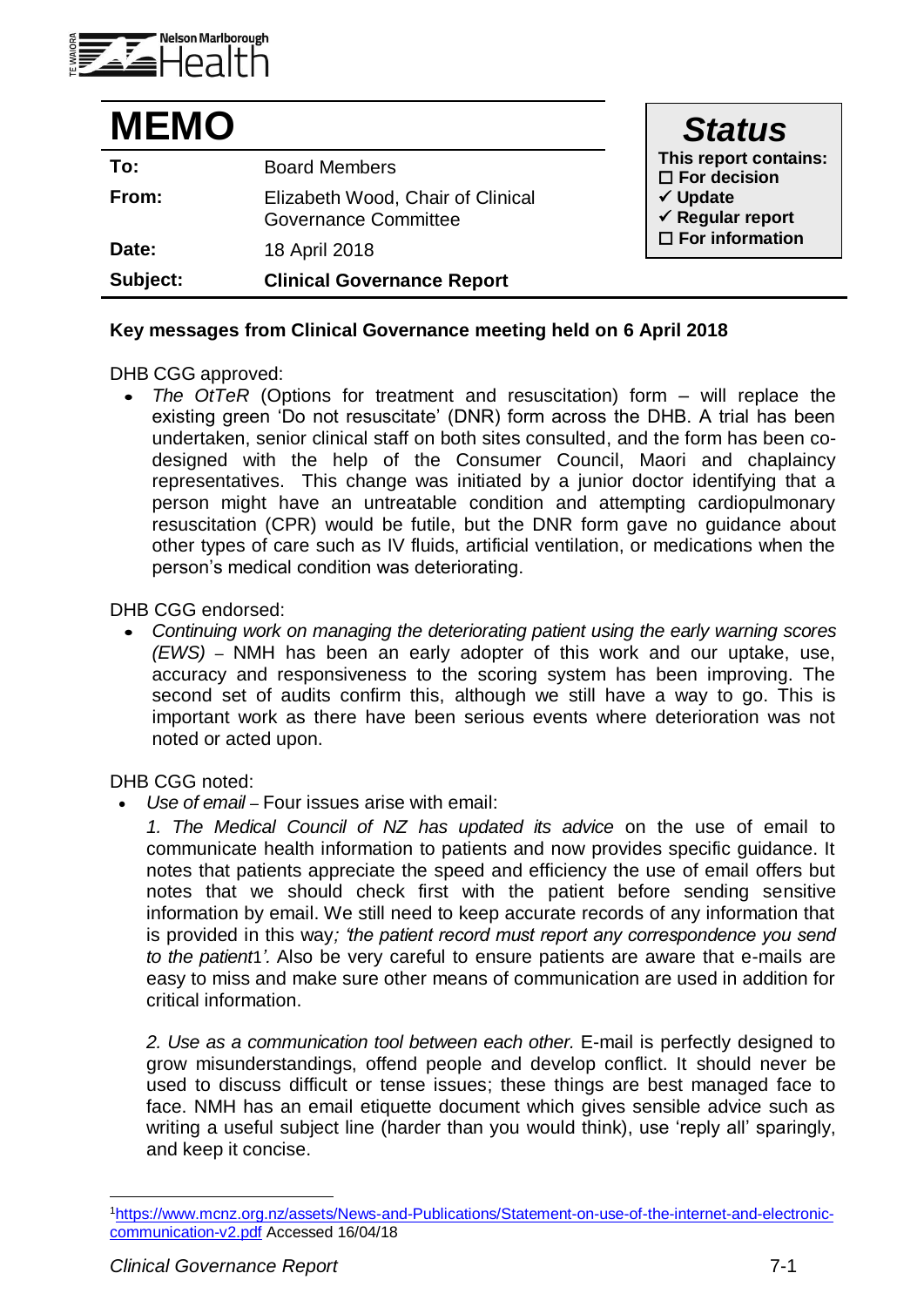# MEMO

| | |
|---|---|
| **To:** | Board Members |
| **From:** | Elizabeth Wood, Chair of Clinical Governance Committee |
| **Date:** | 18 April 2018 |
| **Subject:** | **Clinical Governance Report** |

***Status***

**This report contains:**
- ☐ **For decision**
- ✓ **Update**
- ✓ **Regular report**
- ☐ **For information**

**Key messages from Clinical Governance meeting held on 6 April 2018**

DHB CGG approved:

- *The OtTeR* (Options for treatment and resuscitation) form – will replace the existing green 'Do not resuscitate' (DNR) form across the DHB. A trial has been undertaken, senior clinical staff on both sites consulted, and the form has been co-designed with the help of the Consumer Council, Maori and chaplaincy representatives. This change was initiated by a junior doctor identifying that a person might have an untreatable condition and attempting cardiopulmonary resuscitation (CPR) would be futile, but the DNR form gave no guidance about other types of care such as IV fluids, artificial ventilation, or medications when the person's medical condition was deteriorating.

DHB CGG endorsed:

- *Continuing work on managing the deteriorating patient using the early warning scores (EWS)* – NMH has been an early adopter of this work and our uptake, use, accuracy and responsiveness to the scoring system has been improving. The second set of audits confirm this, although we still have a way to go. This is important work as there have been serious events where deterioration was not noted or acted upon.

DHB CGG noted:

- *Use of email* – Four issues arise with email:

  *1. The Medical Council of NZ has updated its advice* on the use of email to communicate health information to patients and now provides specific guidance. It notes that patients appreciate the speed and efficiency the use of email offers but notes that we should check first with the patient before sending sensitive information by email. We still need to keep accurate records of any information that is provided in this way*; 'the patient record must report any correspondence you send to the patient*[1]*'.* Also be very careful to ensure patients are aware that e-mails are easy to miss and make sure other means of communication are used in addition for critical information.

  *2. Use as a communication tool between each other.* E-mail is perfectly designed to grow misunderstandings, offend people and develop conflict. It should never be used to discuss difficult or tense issues; these things are best managed face to face. NMH has an email etiquette document which gives sensible advice such as writing a useful subject line (harder than you would think), use 'reply all' sparingly, and keep it concise.

---

[1] https://www.mcnz.org.nz/assets/News-and-Publications/Statement-on-use-of-the-internet-and-electronic-communication-v2.pdf Accessed 16/04/18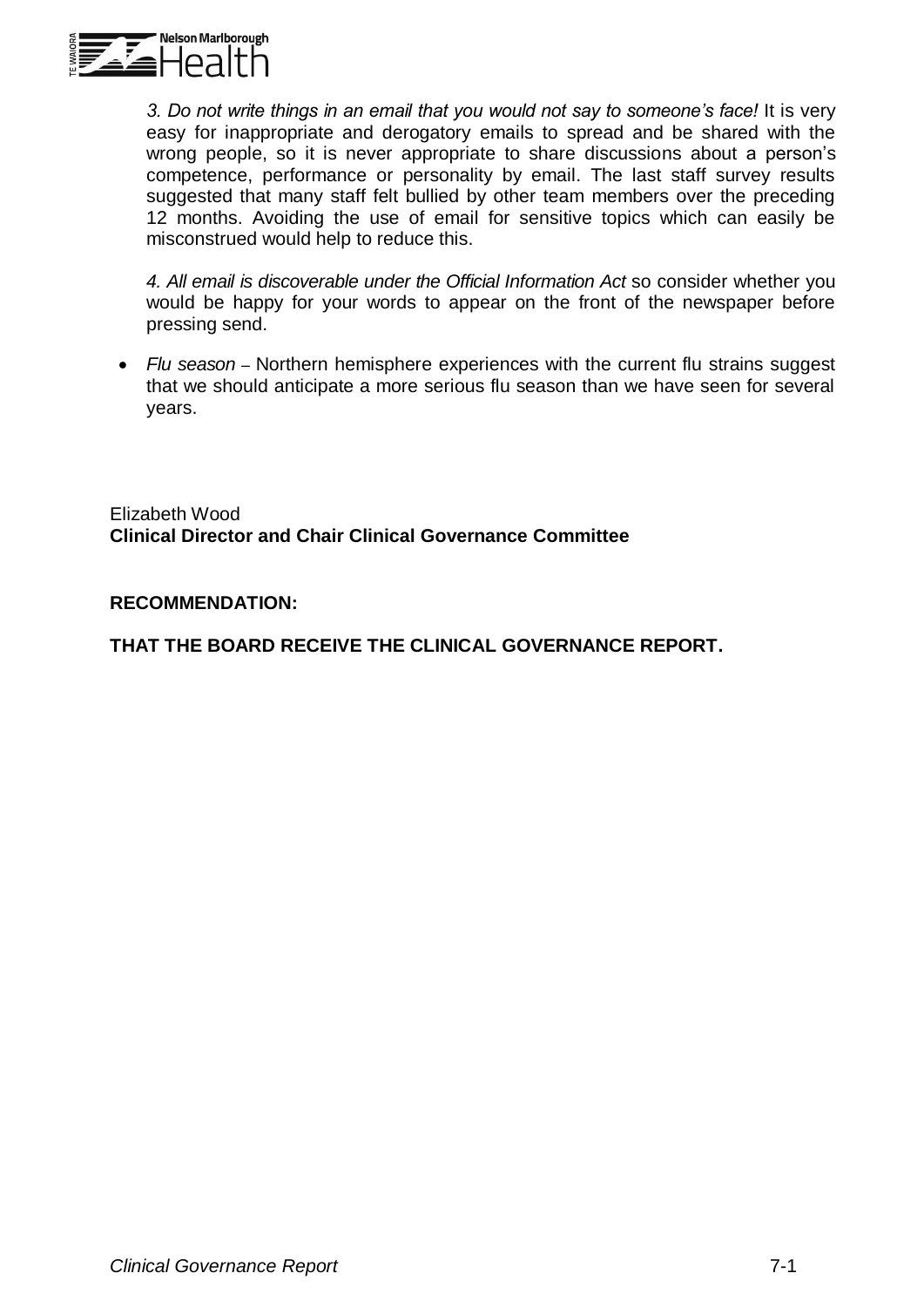*3. Do not write things in an email that you would not say to someone's face!* It is very easy for inappropriate and derogatory emails to spread and be shared with the wrong people, so it is never appropriate to share discussions about a person's competence, performance or personality by email. The last staff survey results suggested that many staff felt bullied by other team members over the preceding 12 months. Avoiding the use of email for sensitive topics which can easily be misconstrued would help to reduce this.

*4. All email is discoverable under the Official Information Act* so consider whether you would be happy for your words to appear on the front of the newspaper before pressing send.

- *Flu season* – Northern hemisphere experiences with the current flu strains suggest that we should anticipate a more serious flu season than we have seen for several years.

Elizabeth Wood
**Clinical Director and Chair Clinical Governance Committee**

**RECOMMENDATION:**

**THAT THE BOARD RECEIVE THE CLINICAL GOVERNANCE REPORT.**